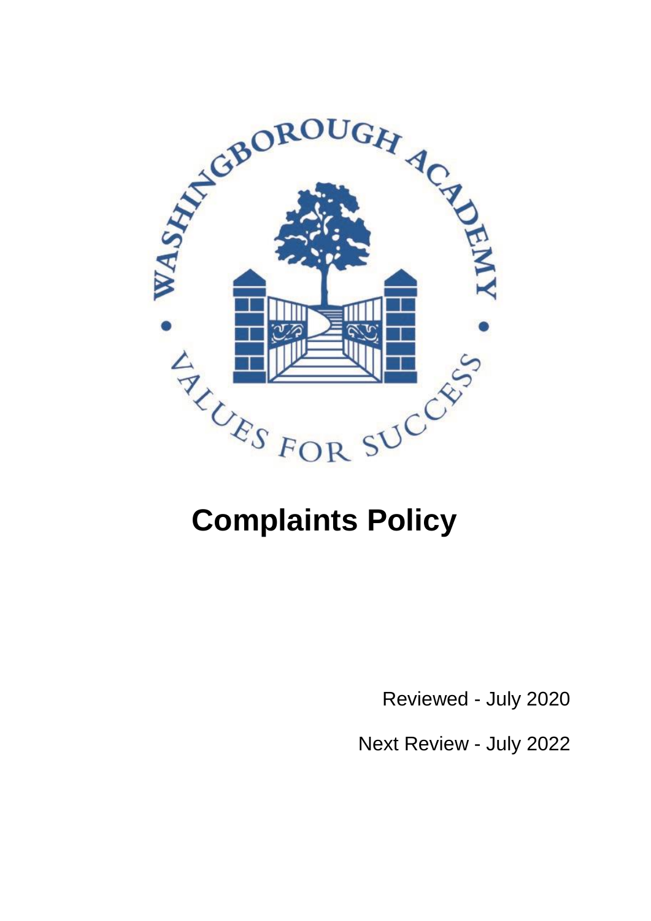WASHINGBOROUGH ACADEMY

VALUES FOR SUCCESS

# Complaints Policy

Reviewed - July 2020

Next Review - July 2022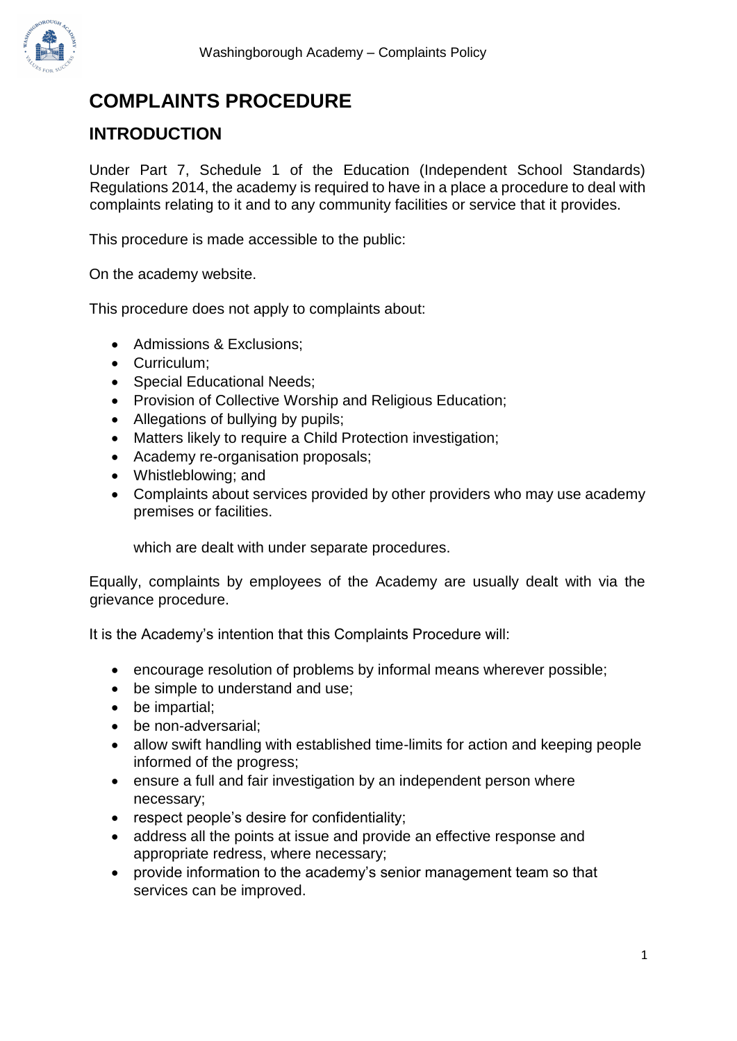# COMPLAINTS PROCEDURE

## INTRODUCTION

Under Part 7, Schedule 1 of the Education (Independent School Standards) Regulations 2014, the academy is required to have in a place a procedure to deal with complaints relating to it and to any community facilities or service that it provides.

This procedure is made accessible to the public:

On the academy website.

This procedure does not apply to complaints about:

- Admissions & Exclusions;
- Curriculum;
- Special Educational Needs;
- Provision of Collective Worship and Religious Education;
- Allegations of bullying by pupils;
- Matters likely to require a Child Protection investigation;
- Academy re-organisation proposals;
- Whistleblowing; and
- Complaints about services provided by other providers who may use academy premises or facilities.

  which are dealt with under separate procedures.

Equally, complaints by employees of the Academy are usually dealt with via the grievance procedure.

It is the Academy's intention that this Complaints Procedure will:

- encourage resolution of problems by informal means wherever possible;
- be simple to understand and use;
- be impartial;
- be non-adversarial;
- allow swift handling with established time-limits for action and keeping people informed of the progress;
- ensure a full and fair investigation by an independent person where necessary;
- respect people's desire for confidentiality;
- address all the points at issue and provide an effective response and appropriate redress, where necessary;
- provide information to the academy's senior management team so that services can be improved.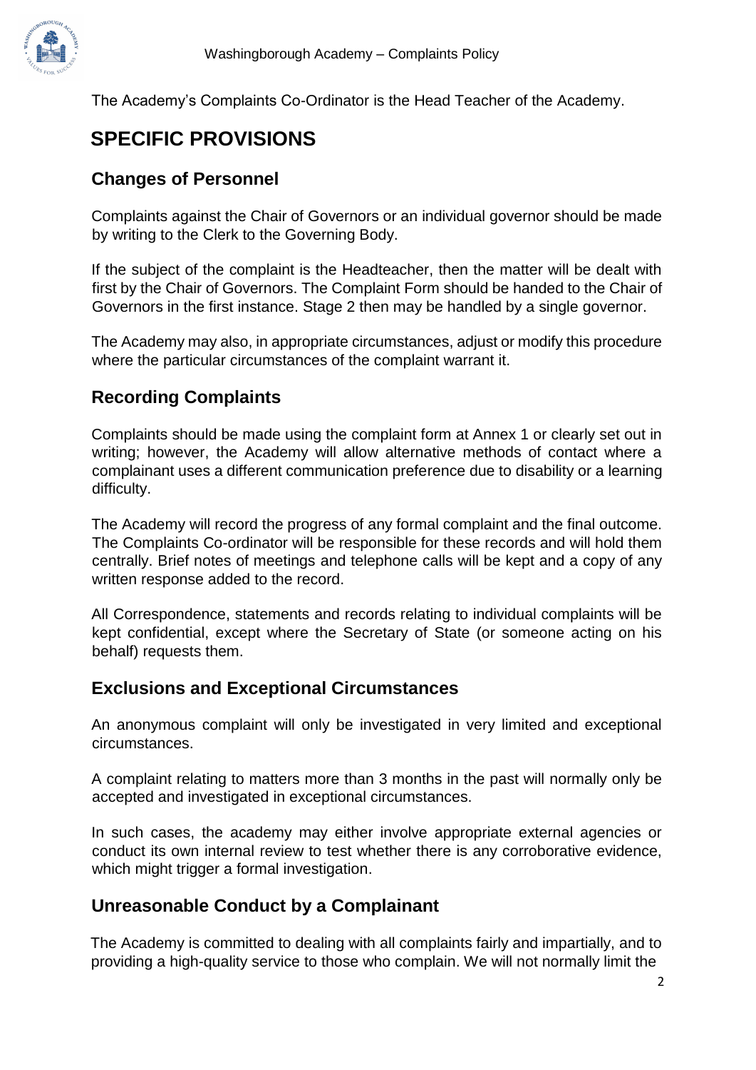The Academy's Complaints Co-Ordinator is the Head Teacher of the Academy.

# SPECIFIC PROVISIONS

## Changes of Personnel

Complaints against the Chair of Governors or an individual governor should be made by writing to the Clerk to the Governing Body.

If the subject of the complaint is the Headteacher, then the matter will be dealt with first by the Chair of Governors. The Complaint Form should be handed to the Chair of Governors in the first instance. Stage 2 then may be handled by a single governor.

The Academy may also, in appropriate circumstances, adjust or modify this procedure where the particular circumstances of the complaint warrant it.

## Recording Complaints

Complaints should be made using the complaint form at Annex 1 or clearly set out in writing; however, the Academy will allow alternative methods of contact where a complainant uses a different communication preference due to disability or a learning difficulty.

The Academy will record the progress of any formal complaint and the final outcome. The Complaints Co-ordinator will be responsible for these records and will hold them centrally. Brief notes of meetings and telephone calls will be kept and a copy of any written response added to the record.

All Correspondence, statements and records relating to individual complaints will be kept confidential, except where the Secretary of State (or someone acting on his behalf) requests them.

## Exclusions and Exceptional Circumstances

An anonymous complaint will only be investigated in very limited and exceptional circumstances.

A complaint relating to matters more than 3 months in the past will normally only be accepted and investigated in exceptional circumstances.

In such cases, the academy may either involve appropriate external agencies or conduct its own internal review to test whether there is any corroborative evidence, which might trigger a formal investigation.

## Unreasonable Conduct by a Complainant

The Academy is committed to dealing with all complaints fairly and impartially, and to providing a high-quality service to those who complain. We will not normally limit the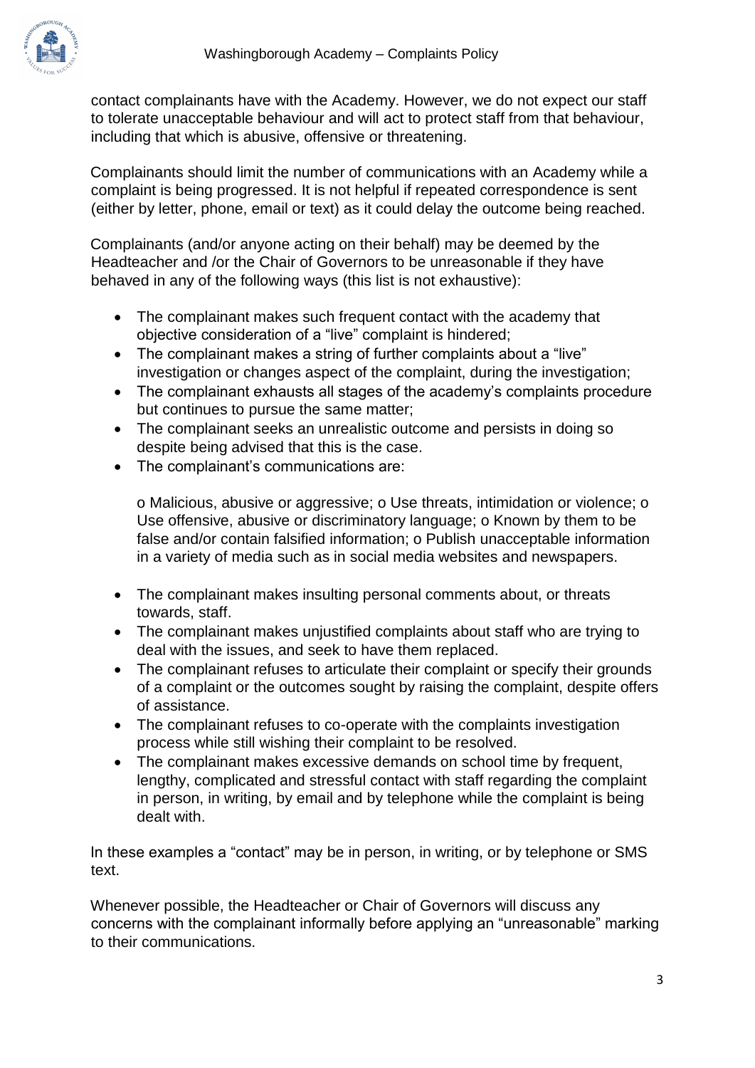contact complainants have with the Academy. However, we do not expect our staff to tolerate unacceptable behaviour and will act to protect staff from that behaviour, including that which is abusive, offensive or threatening.

Complainants should limit the number of communications with an Academy while a complaint is being progressed. It is not helpful if repeated correspondence is sent (either by letter, phone, email or text) as it could delay the outcome being reached.

Complainants (and/or anyone acting on their behalf) may be deemed by the Headteacher and /or the Chair of Governors to be unreasonable if they have behaved in any of the following ways (this list is not exhaustive):

- The complainant makes such frequent contact with the academy that objective consideration of a "live" complaint is hindered;
- The complainant makes a string of further complaints about a "live" investigation or changes aspect of the complaint, during the investigation;
- The complainant exhausts all stages of the academy's complaints procedure but continues to pursue the same matter;
- The complainant seeks an unrealistic outcome and persists in doing so despite being advised that this is the case.
- The complainant's communications are:

  o Malicious, abusive or aggressive; o Use threats, intimidation or violence; o Use offensive, abusive or discriminatory language; o Known by them to be false and/or contain falsified information; o Publish unacceptable information in a variety of media such as in social media websites and newspapers.

- The complainant makes insulting personal comments about, or threats towards, staff.
- The complainant makes unjustified complaints about staff who are trying to deal with the issues, and seek to have them replaced.
- The complainant refuses to articulate their complaint or specify their grounds of a complaint or the outcomes sought by raising the complaint, despite offers of assistance.
- The complainant refuses to co-operate with the complaints investigation process while still wishing their complaint to be resolved.
- The complainant makes excessive demands on school time by frequent, lengthy, complicated and stressful contact with staff regarding the complaint in person, in writing, by email and by telephone while the complaint is being dealt with.

In these examples a "contact" may be in person, in writing, or by telephone or SMS text.

Whenever possible, the Headteacher or Chair of Governors will discuss any concerns with the complainant informally before applying an "unreasonable" marking to their communications.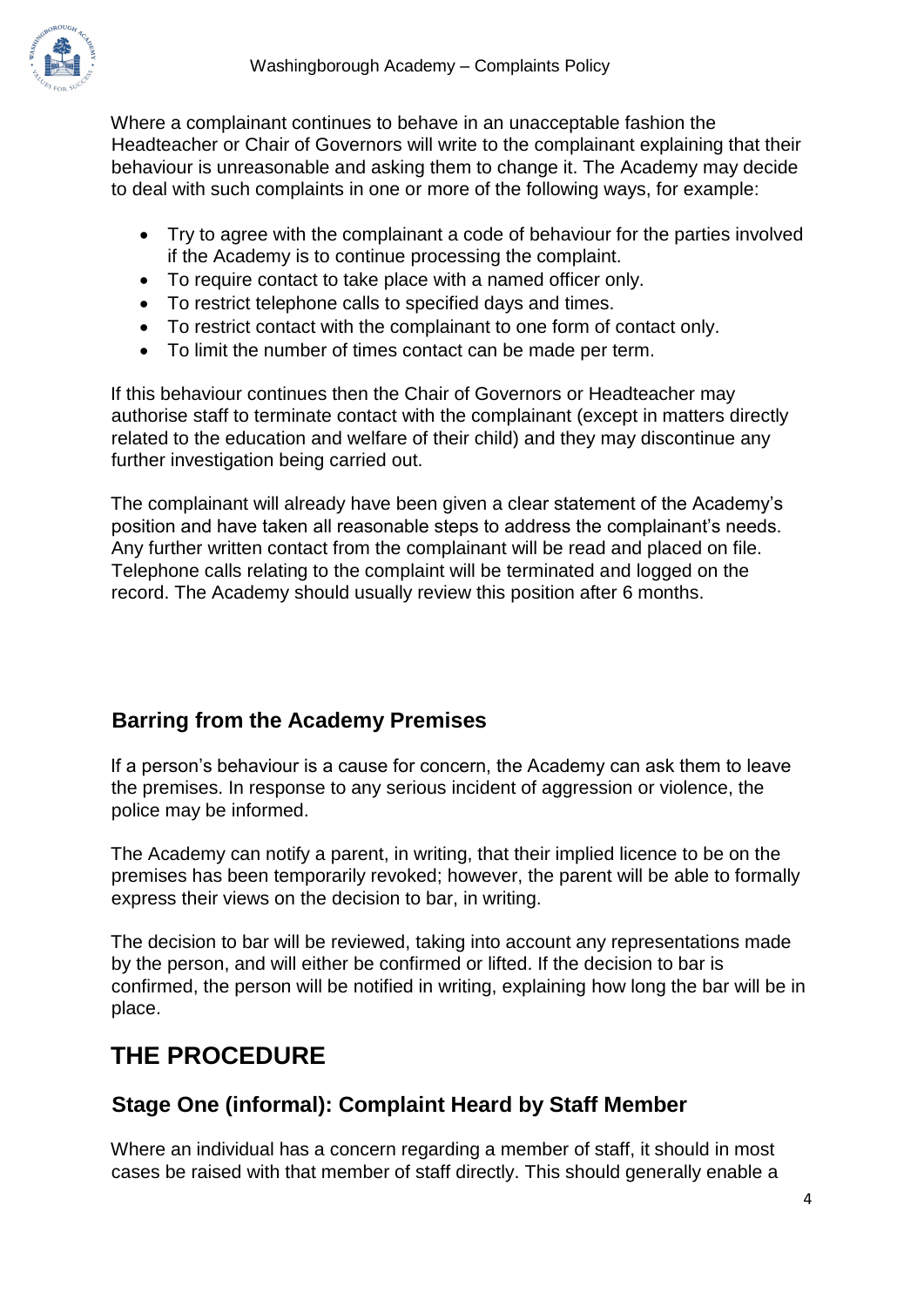Where a complainant continues to behave in an unacceptable fashion the Headteacher or Chair of Governors will write to the complainant explaining that their behaviour is unreasonable and asking them to change it. The Academy may decide to deal with such complaints in one or more of the following ways, for example:

- Try to agree with the complainant a code of behaviour for the parties involved if the Academy is to continue processing the complaint.
- To require contact to take place with a named officer only.
- To restrict telephone calls to specified days and times.
- To restrict contact with the complainant to one form of contact only.
- To limit the number of times contact can be made per term.

If this behaviour continues then the Chair of Governors or Headteacher may authorise staff to terminate contact with the complainant (except in matters directly related to the education and welfare of their child) and they may discontinue any further investigation being carried out.

The complainant will already have been given a clear statement of the Academy's position and have taken all reasonable steps to address the complainant's needs. Any further written contact from the complainant will be read and placed on file. Telephone calls relating to the complaint will be terminated and logged on the record. The Academy should usually review this position after 6 months.

## Barring from the Academy Premises

If a person's behaviour is a cause for concern, the Academy can ask them to leave the premises. In response to any serious incident of aggression or violence, the police may be informed.

The Academy can notify a parent, in writing, that their implied licence to be on the premises has been temporarily revoked; however, the parent will be able to formally express their views on the decision to bar, in writing.

The decision to bar will be reviewed, taking into account any representations made by the person, and will either be confirmed or lifted. If the decision to bar is confirmed, the person will be notified in writing, explaining how long the bar will be in place.

# THE PROCEDURE

## Stage One (informal): Complaint Heard by Staff Member

Where an individual has a concern regarding a member of staff, it should in most cases be raised with that member of staff directly. This should generally enable a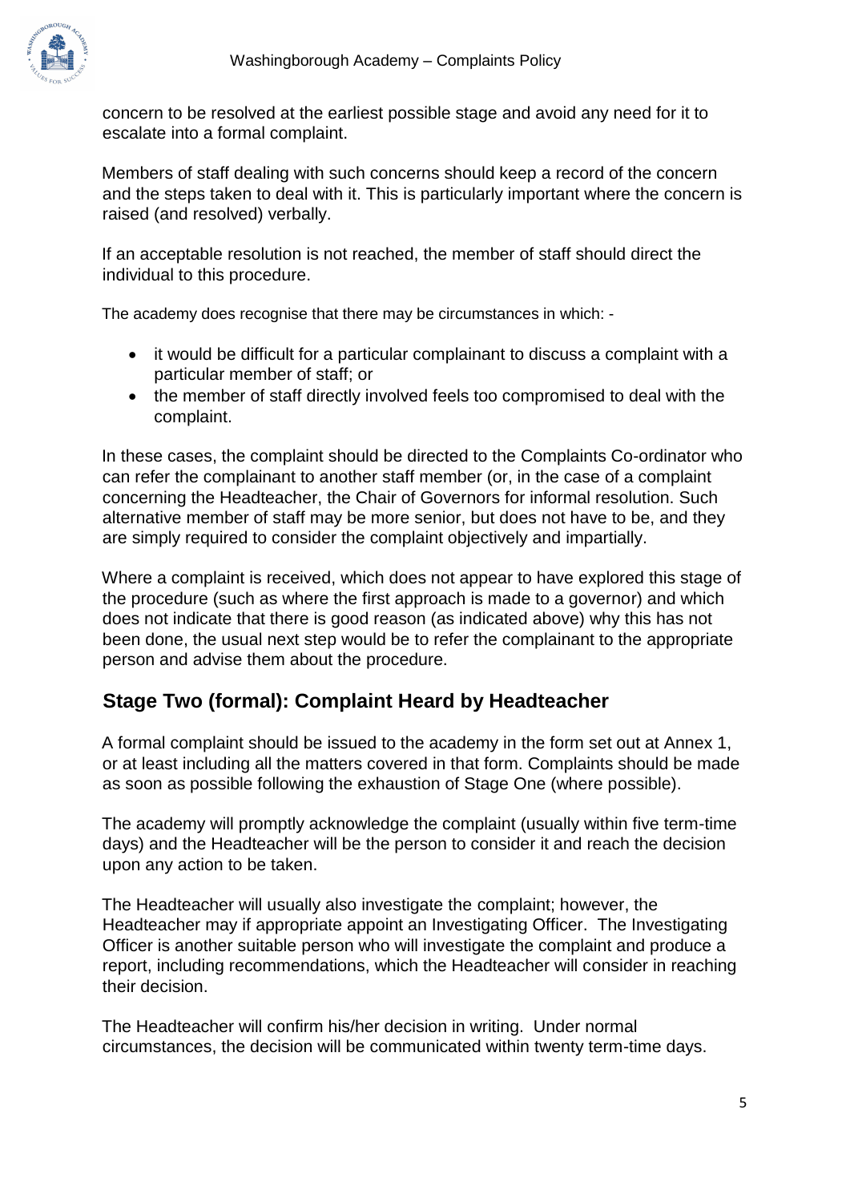concern to be resolved at the earliest possible stage and avoid any need for it to escalate into a formal complaint.

Members of staff dealing with such concerns should keep a record of the concern and the steps taken to deal with it. This is particularly important where the concern is raised (and resolved) verbally.

If an acceptable resolution is not reached, the member of staff should direct the individual to this procedure.

The academy does recognise that there may be circumstances in which: -

- it would be difficult for a particular complainant to discuss a complaint with a particular member of staff; or
- the member of staff directly involved feels too compromised to deal with the complaint.

In these cases, the complaint should be directed to the Complaints Co-ordinator who can refer the complainant to another staff member (or, in the case of a complaint concerning the Headteacher, the Chair of Governors for informal resolution. Such alternative member of staff may be more senior, but does not have to be, and they are simply required to consider the complaint objectively and impartially.

Where a complaint is received, which does not appear to have explored this stage of the procedure (such as where the first approach is made to a governor) and which does not indicate that there is good reason (as indicated above) why this has not been done, the usual next step would be to refer the complainant to the appropriate person and advise them about the procedure.

## Stage Two (formal): Complaint Heard by Headteacher

A formal complaint should be issued to the academy in the form set out at Annex 1, or at least including all the matters covered in that form. Complaints should be made as soon as possible following the exhaustion of Stage One (where possible).

The academy will promptly acknowledge the complaint (usually within five term-time days) and the Headteacher will be the person to consider it and reach the decision upon any action to be taken.

The Headteacher will usually also investigate the complaint; however, the Headteacher may if appropriate appoint an Investigating Officer. The Investigating Officer is another suitable person who will investigate the complaint and produce a report, including recommendations, which the Headteacher will consider in reaching their decision.

The Headteacher will confirm his/her decision in writing. Under normal circumstances, the decision will be communicated within twenty term-time days.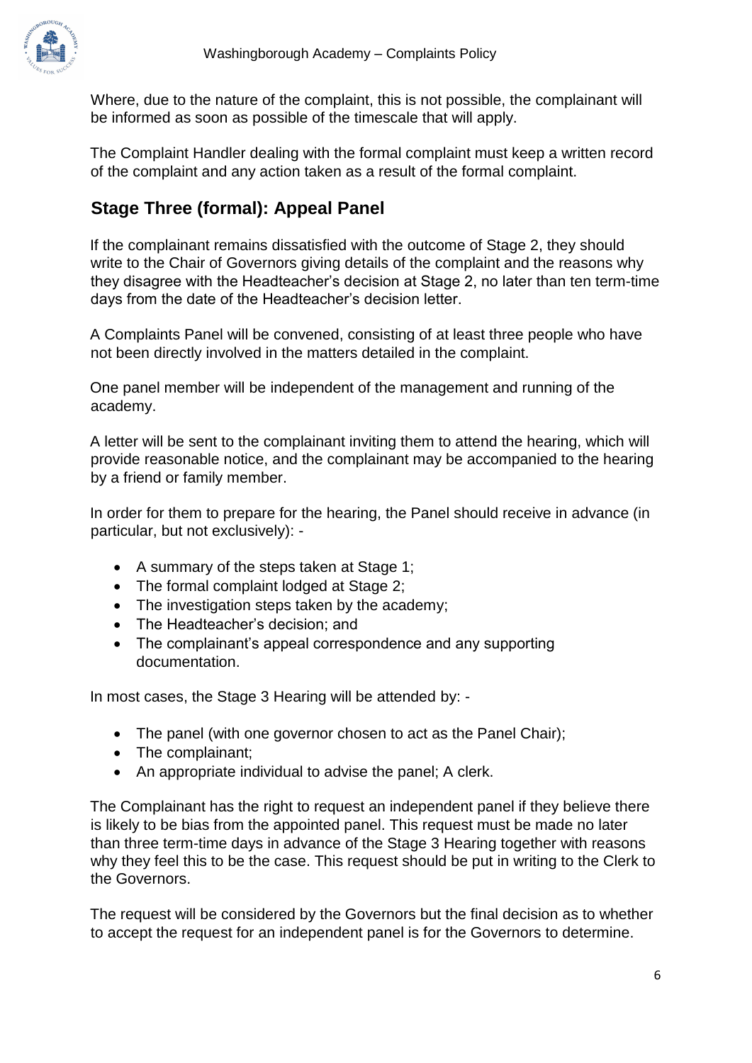Where, due to the nature of the complaint, this is not possible, the complainant will be informed as soon as possible of the timescale that will apply.

The Complaint Handler dealing with the formal complaint must keep a written record of the complaint and any action taken as a result of the formal complaint.

## Stage Three (formal): Appeal Panel

If the complainant remains dissatisfied with the outcome of Stage 2, they should write to the Chair of Governors giving details of the complaint and the reasons why they disagree with the Headteacher's decision at Stage 2, no later than ten term-time days from the date of the Headteacher's decision letter.

A Complaints Panel will be convened, consisting of at least three people who have not been directly involved in the matters detailed in the complaint.

One panel member will be independent of the management and running of the academy.

A letter will be sent to the complainant inviting them to attend the hearing, which will provide reasonable notice, and the complainant may be accompanied to the hearing by a friend or family member.

In order for them to prepare for the hearing, the Panel should receive in advance (in particular, but not exclusively): -

- A summary of the steps taken at Stage 1;
- The formal complaint lodged at Stage 2;
- The investigation steps taken by the academy;
- The Headteacher's decision; and
- The complainant's appeal correspondence and any supporting documentation.

In most cases, the Stage 3 Hearing will be attended by: -

- The panel (with one governor chosen to act as the Panel Chair);
- The complainant;
- An appropriate individual to advise the panel; A clerk.

The Complainant has the right to request an independent panel if they believe there is likely to be bias from the appointed panel. This request must be made no later than three term-time days in advance of the Stage 3 Hearing together with reasons why they feel this to be the case. This request should be put in writing to the Clerk to the Governors.

The request will be considered by the Governors but the final decision as to whether to accept the request for an independent panel is for the Governors to determine.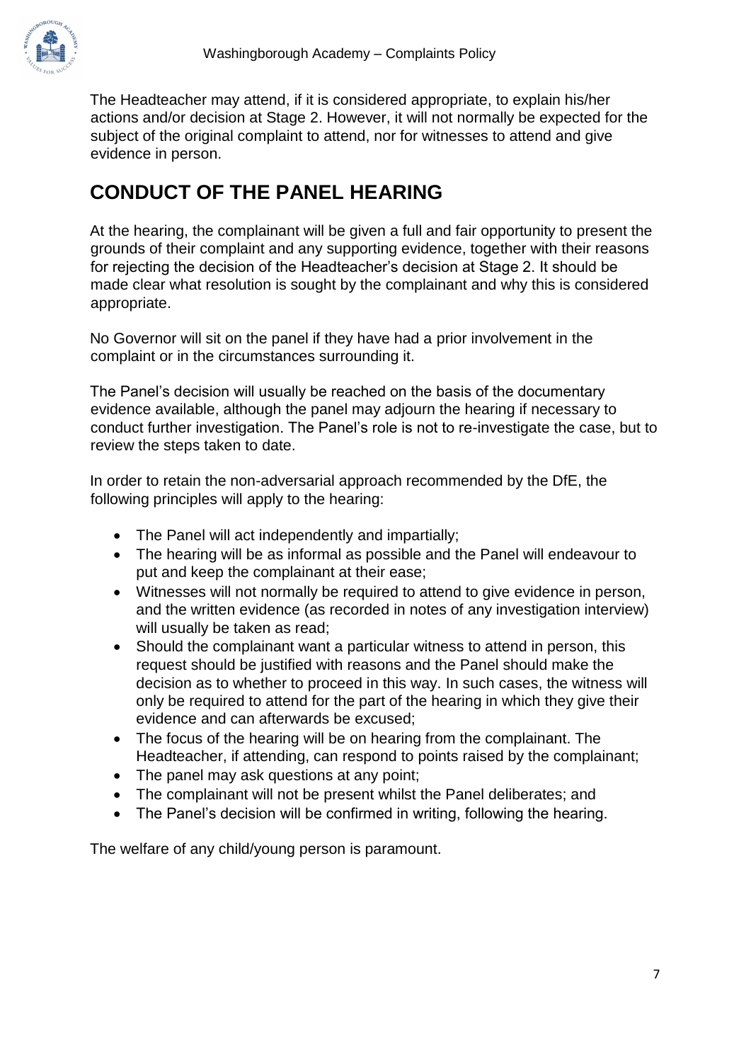The Headteacher may attend, if it is considered appropriate, to explain his/her actions and/or decision at Stage 2. However, it will not normally be expected for the subject of the original complaint to attend, nor for witnesses to attend and give evidence in person.

## CONDUCT OF THE PANEL HEARING

At the hearing, the complainant will be given a full and fair opportunity to present the grounds of their complaint and any supporting evidence, together with their reasons for rejecting the decision of the Headteacher's decision at Stage 2. It should be made clear what resolution is sought by the complainant and why this is considered appropriate.

No Governor will sit on the panel if they have had a prior involvement in the complaint or in the circumstances surrounding it.

The Panel's decision will usually be reached on the basis of the documentary evidence available, although the panel may adjourn the hearing if necessary to conduct further investigation. The Panel's role is not to re-investigate the case, but to review the steps taken to date.

In order to retain the non-adversarial approach recommended by the DfE, the following principles will apply to the hearing:

- The Panel will act independently and impartially;
- The hearing will be as informal as possible and the Panel will endeavour to put and keep the complainant at their ease;
- Witnesses will not normally be required to attend to give evidence in person, and the written evidence (as recorded in notes of any investigation interview) will usually be taken as read;
- Should the complainant want a particular witness to attend in person, this request should be justified with reasons and the Panel should make the decision as to whether to proceed in this way. In such cases, the witness will only be required to attend for the part of the hearing in which they give their evidence and can afterwards be excused;
- The focus of the hearing will be on hearing from the complainant. The Headteacher, if attending, can respond to points raised by the complainant;
- The panel may ask questions at any point;
- The complainant will not be present whilst the Panel deliberates; and
- The Panel's decision will be confirmed in writing, following the hearing.

The welfare of any child/young person is paramount.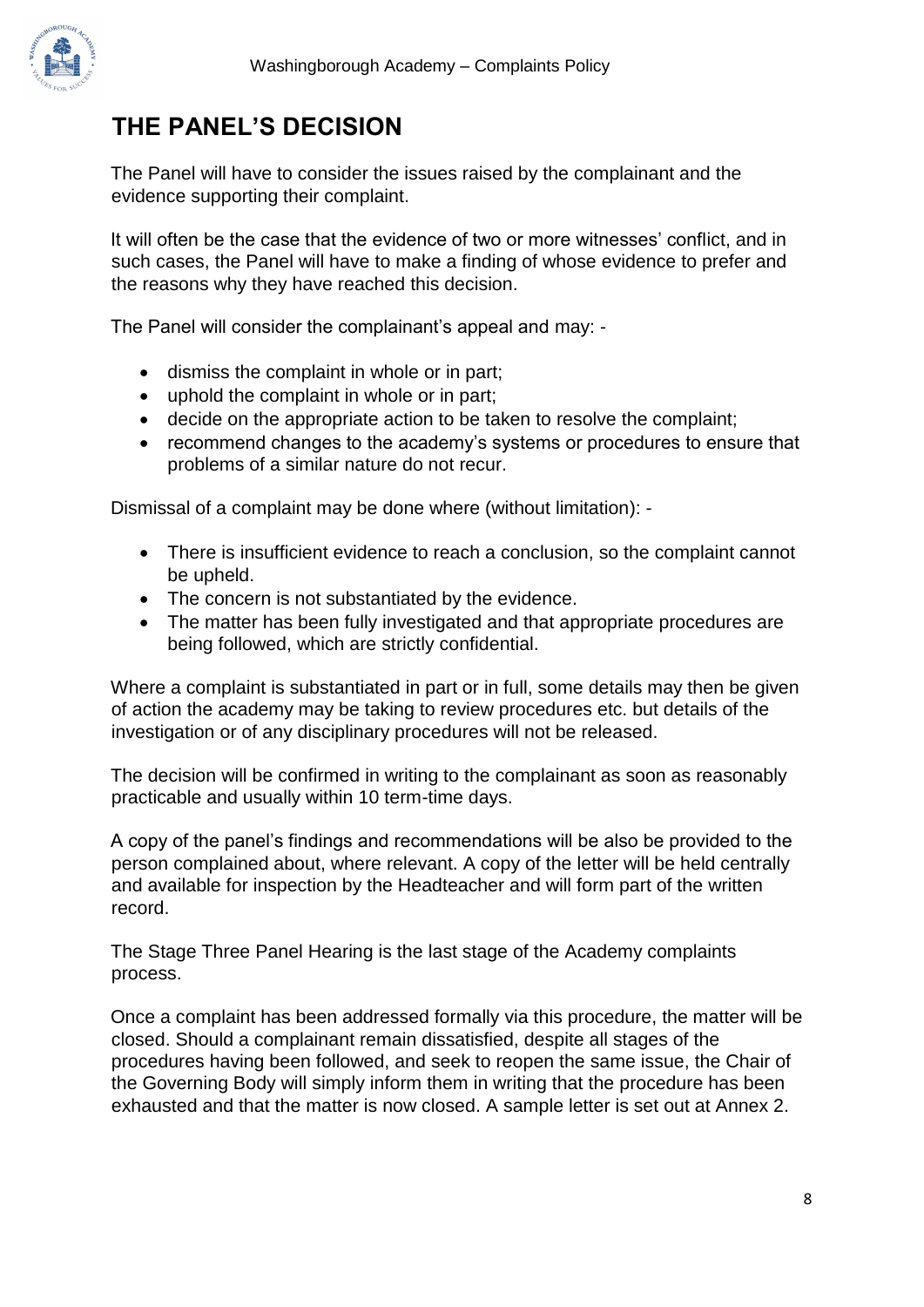## THE PANEL'S DECISION

The Panel will have to consider the issues raised by the complainant and the evidence supporting their complaint.

It will often be the case that the evidence of two or more witnesses' conflict, and in such cases, the Panel will have to make a finding of whose evidence to prefer and the reasons why they have reached this decision.

The Panel will consider the complainant's appeal and may: -

- dismiss the complaint in whole or in part;
- uphold the complaint in whole or in part;
- decide on the appropriate action to be taken to resolve the complaint;
- recommend changes to the academy's systems or procedures to ensure that problems of a similar nature do not recur.

Dismissal of a complaint may be done where (without limitation): -

- There is insufficient evidence to reach a conclusion, so the complaint cannot be upheld.
- The concern is not substantiated by the evidence.
- The matter has been fully investigated and that appropriate procedures are being followed, which are strictly confidential.

Where a complaint is substantiated in part or in full, some details may then be given of action the academy may be taking to review procedures etc. but details of the investigation or of any disciplinary procedures will not be released.

The decision will be confirmed in writing to the complainant as soon as reasonably practicable and usually within 10 term-time days.

A copy of the panel's findings and recommendations will be also be provided to the person complained about, where relevant. A copy of the letter will be held centrally and available for inspection by the Headteacher and will form part of the written record.

The Stage Three Panel Hearing is the last stage of the Academy complaints process.

Once a complaint has been addressed formally via this procedure, the matter will be closed. Should a complainant remain dissatisfied, despite all stages of the procedures having been followed, and seek to reopen the same issue, the Chair of the Governing Body will simply inform them in writing that the procedure has been exhausted and that the matter is now closed. A sample letter is set out at Annex 2.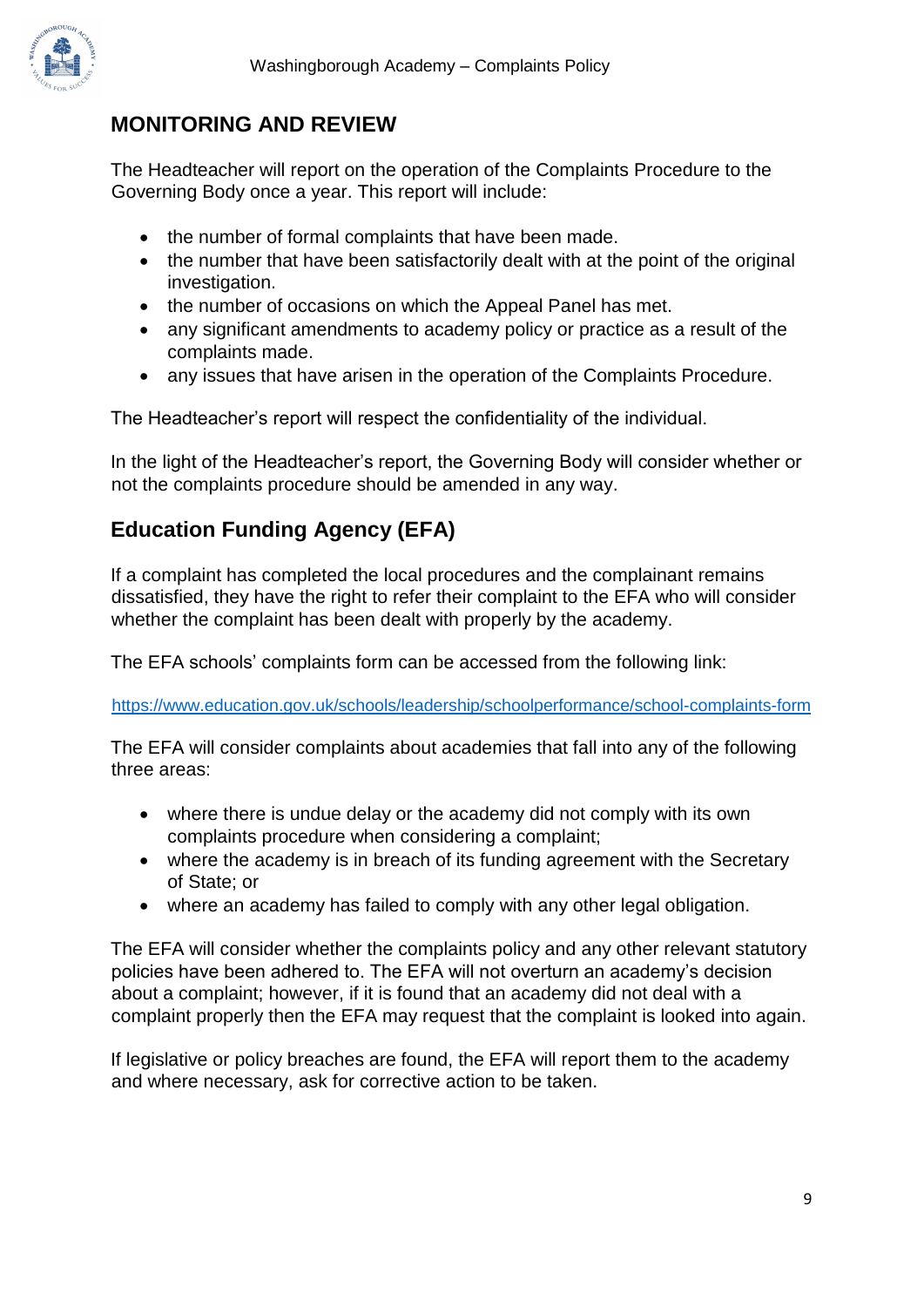## MONITORING AND REVIEW

The Headteacher will report on the operation of the Complaints Procedure to the Governing Body once a year. This report will include:

- the number of formal complaints that have been made.
- the number that have been satisfactorily dealt with at the point of the original investigation.
- the number of occasions on which the Appeal Panel has met.
- any significant amendments to academy policy or practice as a result of the complaints made.
- any issues that have arisen in the operation of the Complaints Procedure.

The Headteacher's report will respect the confidentiality of the individual.

In the light of the Headteacher's report, the Governing Body will consider whether or not the complaints procedure should be amended in any way.

## Education Funding Agency (EFA)

If a complaint has completed the local procedures and the complainant remains dissatisfied, they have the right to refer their complaint to the EFA who will consider whether the complaint has been dealt with properly by the academy.

The EFA schools' complaints form can be accessed from the following link:

https://www.education.gov.uk/schools/leadership/schoolperformance/school-complaints-form

The EFA will consider complaints about academies that fall into any of the following three areas:

- where there is undue delay or the academy did not comply with its own complaints procedure when considering a complaint;
- where the academy is in breach of its funding agreement with the Secretary of State; or
- where an academy has failed to comply with any other legal obligation.

The EFA will consider whether the complaints policy and any other relevant statutory policies have been adhered to. The EFA will not overturn an academy's decision about a complaint; however, if it is found that an academy did not deal with a complaint properly then the EFA may request that the complaint is looked into again.

If legislative or policy breaches are found, the EFA will report them to the academy and where necessary, ask for corrective action to be taken.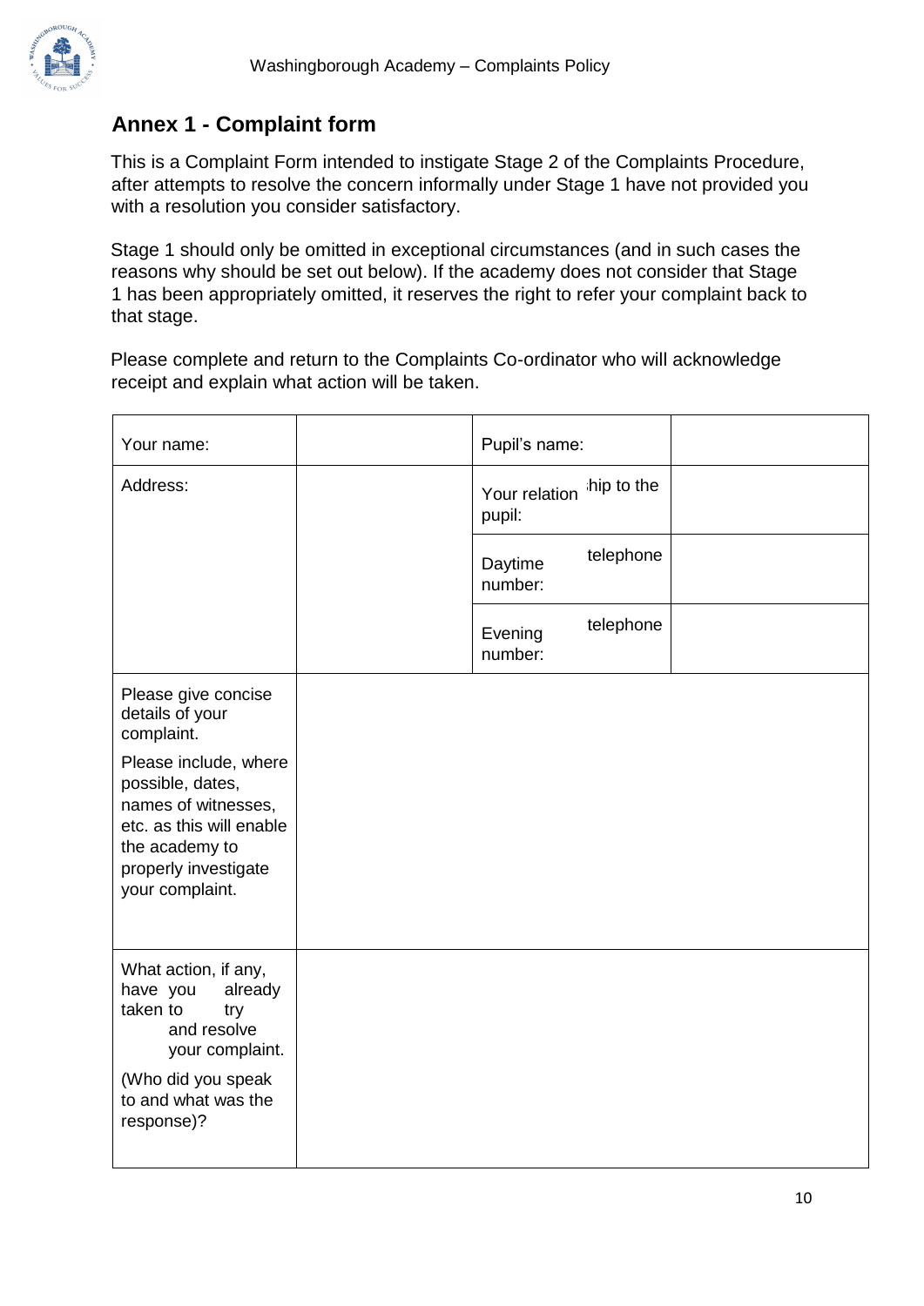## Annex 1 - Complaint form

This is a Complaint Form intended to instigate Stage 2 of the Complaints Procedure, after attempts to resolve the concern informally under Stage 1 have not provided you with a resolution you consider satisfactory.

Stage 1 should only be omitted in exceptional circumstances (and in such cases the reasons why should be set out below). If the academy does not consider that Stage 1 has been appropriately omitted, it reserves the right to refer your complaint back to that stage.

Please complete and return to the Complaints Co-ordinator who will acknowledge receipt and explain what action will be taken.

| Your name: | | Pupil's name: | |
|---|---|---|---|
| Address: | | Your relationship to the pupil: | |
| | | Daytime telephone number: | |
| | | Evening telephone number: | |
| Please give concise details of your complaint.<br><br>Please include, where possible, dates, names of witnesses, etc. as this will enable the academy to properly investigate your complaint. | | | |
| What action, if any, have you already taken to try and resolve your complaint.<br><br>(Who did you speak to and what was the response)? | | | |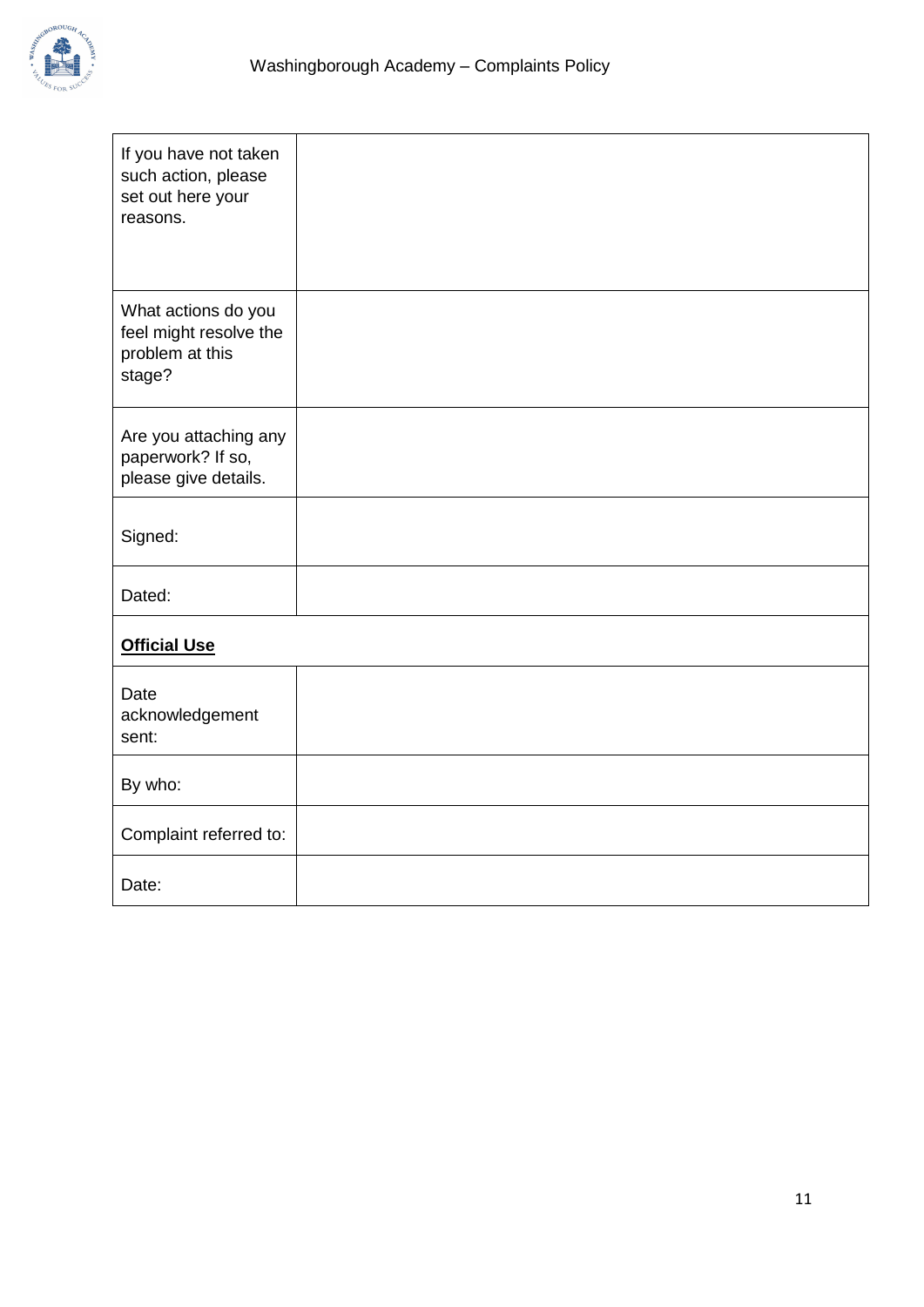| If you have not taken such action, please set out here your reasons. | |
|---|---|
| What actions do you feel might resolve the problem at this stage? | |
| Are you attaching any paperwork? If so, please give details. | |
| Signed: | |
| Dated: | |
| **Official Use** | |
| Date acknowledgement sent: | |
| By who: | |
| Complaint referred to: | |
| Date: | |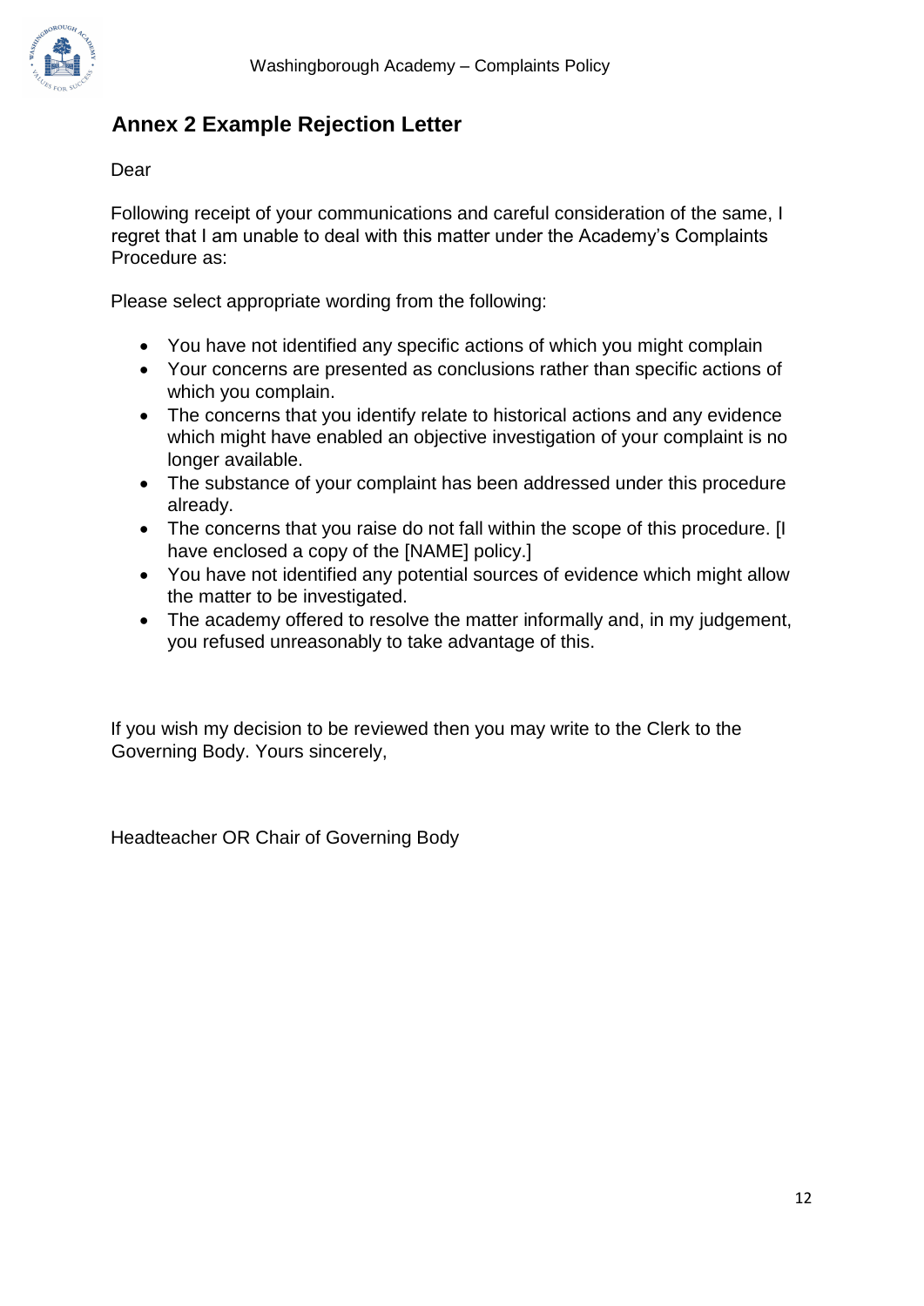## Annex 2 Example Rejection Letter

Dear

Following receipt of your communications and careful consideration of the same, I regret that I am unable to deal with this matter under the Academy's Complaints Procedure as:

Please select appropriate wording from the following:

- You have not identified any specific actions of which you might complain
- Your concerns are presented as conclusions rather than specific actions of which you complain.
- The concerns that you identify relate to historical actions and any evidence which might have enabled an objective investigation of your complaint is no longer available.
- The substance of your complaint has been addressed under this procedure already.
- The concerns that you raise do not fall within the scope of this procedure. [I have enclosed a copy of the [NAME] policy.]
- You have not identified any potential sources of evidence which might allow the matter to be investigated.
- The academy offered to resolve the matter informally and, in my judgement, you refused unreasonably to take advantage of this.

If you wish my decision to be reviewed then you may write to the Clerk to the Governing Body. Yours sincerely,

Headteacher OR Chair of Governing Body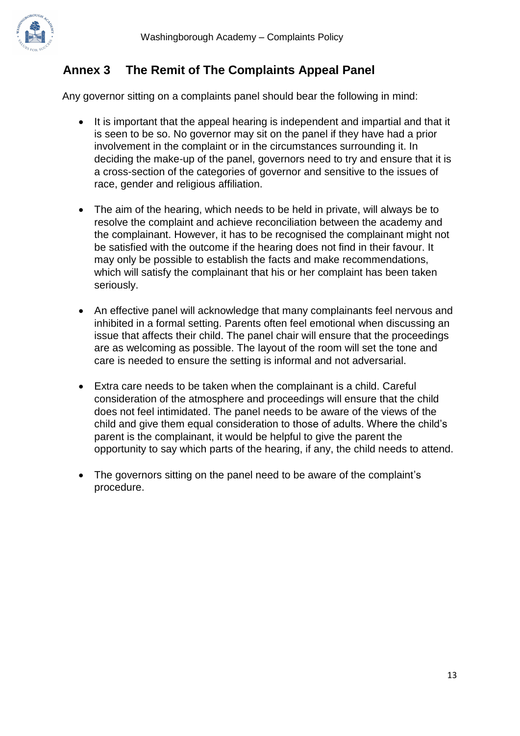## Annex 3 The Remit of The Complaints Appeal Panel

Any governor sitting on a complaints panel should bear the following in mind:

- It is important that the appeal hearing is independent and impartial and that it is seen to be so. No governor may sit on the panel if they have had a prior involvement in the complaint or in the circumstances surrounding it. In deciding the make-up of the panel, governors need to try and ensure that it is a cross-section of the categories of governor and sensitive to the issues of race, gender and religious affiliation.

- The aim of the hearing, which needs to be held in private, will always be to resolve the complaint and achieve reconciliation between the academy and the complainant. However, it has to be recognised the complainant might not be satisfied with the outcome if the hearing does not find in their favour. It may only be possible to establish the facts and make recommendations, which will satisfy the complainant that his or her complaint has been taken seriously.

- An effective panel will acknowledge that many complainants feel nervous and inhibited in a formal setting. Parents often feel emotional when discussing an issue that affects their child. The panel chair will ensure that the proceedings are as welcoming as possible. The layout of the room will set the tone and care is needed to ensure the setting is informal and not adversarial.

- Extra care needs to be taken when the complainant is a child. Careful consideration of the atmosphere and proceedings will ensure that the child does not feel intimidated. The panel needs to be aware of the views of the child and give them equal consideration to those of adults. Where the child's parent is the complainant, it would be helpful to give the parent the opportunity to say which parts of the hearing, if any, the child needs to attend.

- The governors sitting on the panel need to be aware of the complaint's procedure.